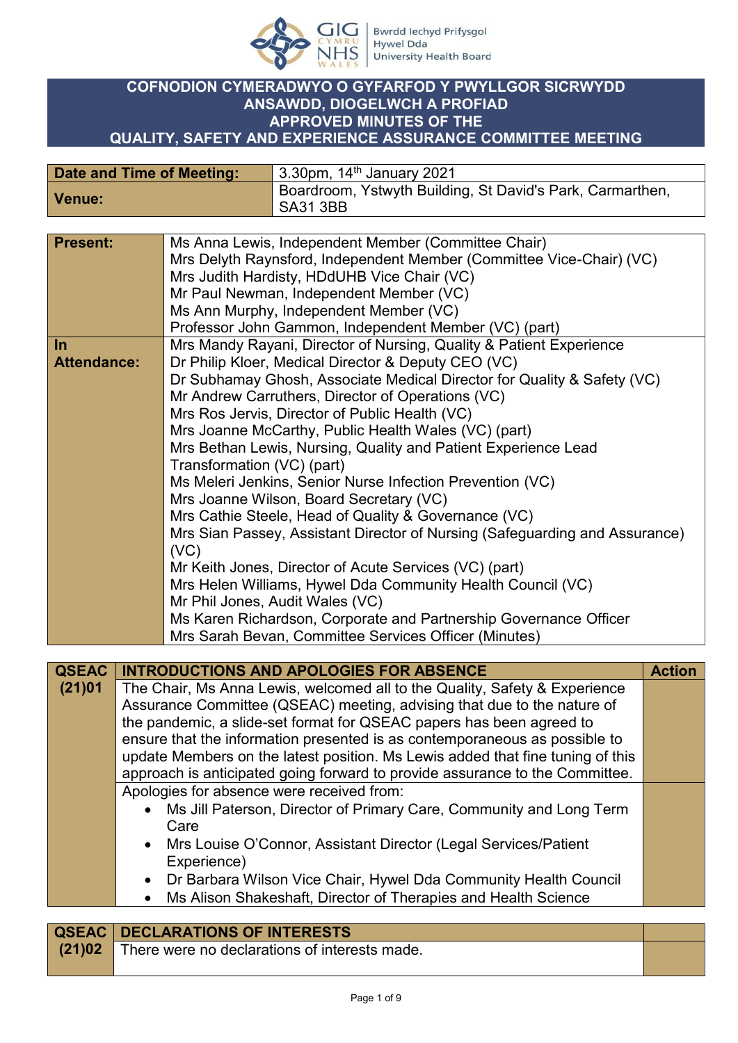# COFNODION CYMERADWYO O GYFARFOD Y PWYLLGOR SICRWYDD ANSAWDD, DIOGELWCH A PROFIAD
# APPROVED MINUTES OF THE QUALITY, SAFETY AND EXPERIENCE ASSURANCE COMMITTEE MEETING

| | |
|---|---|
| **Date and Time of Meeting:** | 3.30pm, 14th January 2021 |
| **Venue:** | Boardroom, Ystwyth Building, St David's Park, Carmarthen, SA31 3BB |

| | |
|---|---|
| **Present:** | Ms Anna Lewis, Independent Member (Committee Chair)<br>Mrs Delyth Raynsford, Independent Member (Committee Vice-Chair) (VC)<br>Mrs Judith Hardisty, HDdUHB Vice Chair (VC)<br>Mr Paul Newman, Independent Member (VC)<br>Ms Ann Murphy, Independent Member (VC)<br>Professor John Gammon, Independent Member (VC) (part) |
| **In Attendance:** | Mrs Mandy Rayani, Director of Nursing, Quality & Patient Experience<br>Dr Philip Kloer, Medical Director & Deputy CEO (VC)<br>Dr Subhamay Ghosh, Associate Medical Director for Quality & Safety (VC)<br>Mr Andrew Carruthers, Director of Operations (VC)<br>Mrs Ros Jervis, Director of Public Health (VC)<br>Mrs Joanne McCarthy, Public Health Wales (VC) (part)<br>Mrs Bethan Lewis, Nursing, Quality and Patient Experience Lead Transformation (VC) (part)<br>Ms Meleri Jenkins, Senior Nurse Infection Prevention (VC)<br>Mrs Joanne Wilson, Board Secretary (VC)<br>Mrs Cathie Steele, Head of Quality & Governance (VC)<br>Mrs Sian Passey, Assistant Director of Nursing (Safeguarding and Assurance) (VC)<br>Mr Keith Jones, Director of Acute Services (VC) (part)<br>Mrs Helen Williams, Hywel Dda Community Health Council (VC)<br>Mr Phil Jones, Audit Wales (VC)<br>Ms Karen Richardson, Corporate and Partnership Governance Officer<br>Mrs Sarah Bevan, Committee Services Officer (Minutes) |

| QSEAC (21)01 | INTRODUCTIONS AND APOLOGIES FOR ABSENCE | Action |
|---|---|---|
| | The Chair, Ms Anna Lewis, welcomed all to the Quality, Safety & Experience Assurance Committee (QSEAC) meeting, advising that due to the nature of the pandemic, a slide-set format for QSEAC papers has been agreed to ensure that the information presented is as contemporaneous as possible to update Members on the latest position. Ms Lewis added that fine tuning of this approach is anticipated going forward to provide assurance to the Committee. | |
| | Apologies for absence were received from:<br>• Ms Jill Paterson, Director of Primary Care, Community and Long Term Care<br>• Mrs Louise O'Connor, Assistant Director (Legal Services/Patient Experience)<br>• Dr Barbara Wilson Vice Chair, Hywel Dda Community Health Council<br>• Ms Alison Shakeshaft, Director of Therapies and Health Science | |

| QSEAC (21)02 | DECLARATIONS OF INTERESTS | |
|---|---|---|
| | There were no declarations of interests made. | |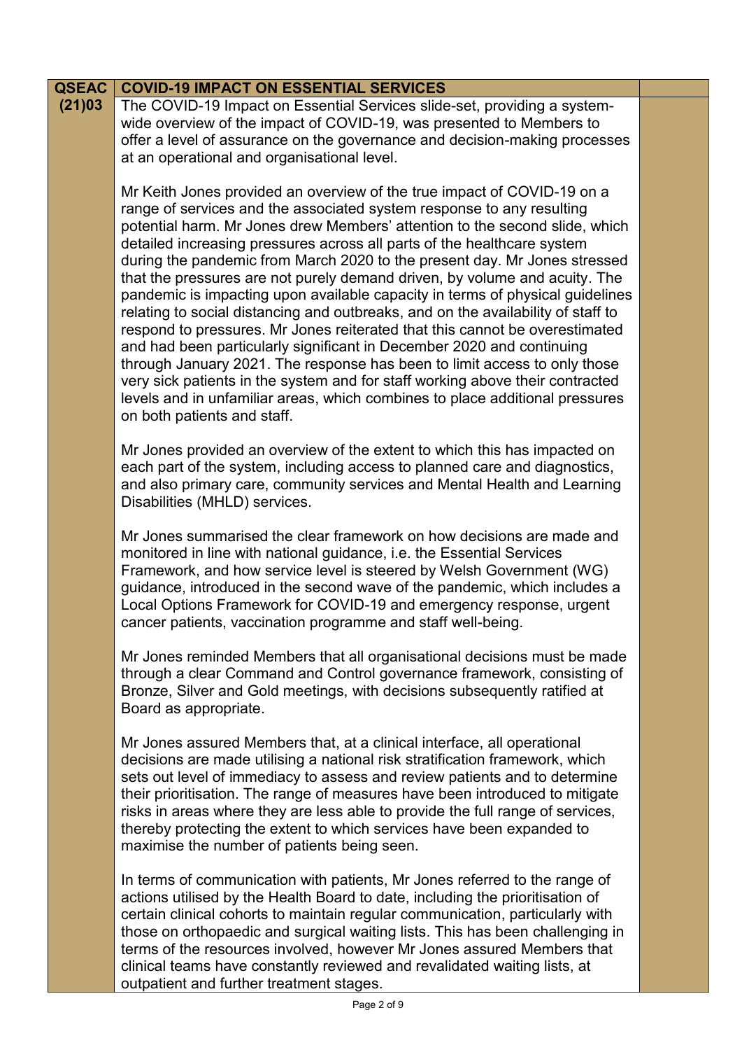| QSEAC (21)03 | COVID-19 IMPACT ON ESSENTIAL SERVICES | |
|---|---|---|
| | The COVID-19 Impact on Essential Services slide-set, providing a system-wide overview of the impact of COVID-19, was presented to Members to offer a level of assurance on the governance and decision-making processes at an operational and organisational level.<br><br>Mr Keith Jones provided an overview of the true impact of COVID-19 on a range of services and the associated system response to any resulting potential harm. Mr Jones drew Members' attention to the second slide, which detailed increasing pressures across all parts of the healthcare system during the pandemic from March 2020 to the present day. Mr Jones stressed that the pressures are not purely demand driven, by volume and acuity. The pandemic is impacting upon available capacity in terms of physical guidelines relating to social distancing and outbreaks, and on the availability of staff to respond to pressures. Mr Jones reiterated that this cannot be overestimated and had been particularly significant in December 2020 and continuing through January 2021. The response has been to limit access to only those very sick patients in the system and for staff working above their contracted levels and in unfamiliar areas, which combines to place additional pressures on both patients and staff.<br><br>Mr Jones provided an overview of the extent to which this has impacted on each part of the system, including access to planned care and diagnostics, and also primary care, community services and Mental Health and Learning Disabilities (MHLD) services.<br><br>Mr Jones summarised the clear framework on how decisions are made and monitored in line with national guidance, i.e. the Essential Services Framework, and how service level is steered by Welsh Government (WG) guidance, introduced in the second wave of the pandemic, which includes a Local Options Framework for COVID-19 and emergency response, urgent cancer patients, vaccination programme and staff well-being.<br><br>Mr Jones reminded Members that all organisational decisions must be made through a clear Command and Control governance framework, consisting of Bronze, Silver and Gold meetings, with decisions subsequently ratified at Board as appropriate.<br><br>Mr Jones assured Members that, at a clinical interface, all operational decisions are made utilising a national risk stratification framework, which sets out level of immediacy to assess and review patients and to determine their prioritisation. The range of measures have been introduced to mitigate risks in areas where they are less able to provide the full range of services, thereby protecting the extent to which services have been expanded to maximise the number of patients being seen.<br><br>In terms of communication with patients, Mr Jones referred to the range of actions utilised by the Health Board to date, including the prioritisation of certain clinical cohorts to maintain regular communication, particularly with those on orthopaedic and surgical waiting lists. This has been challenging in terms of the resources involved, however Mr Jones assured Members that clinical teams have constantly reviewed and revalidated waiting lists, at outpatient and further treatment stages. | |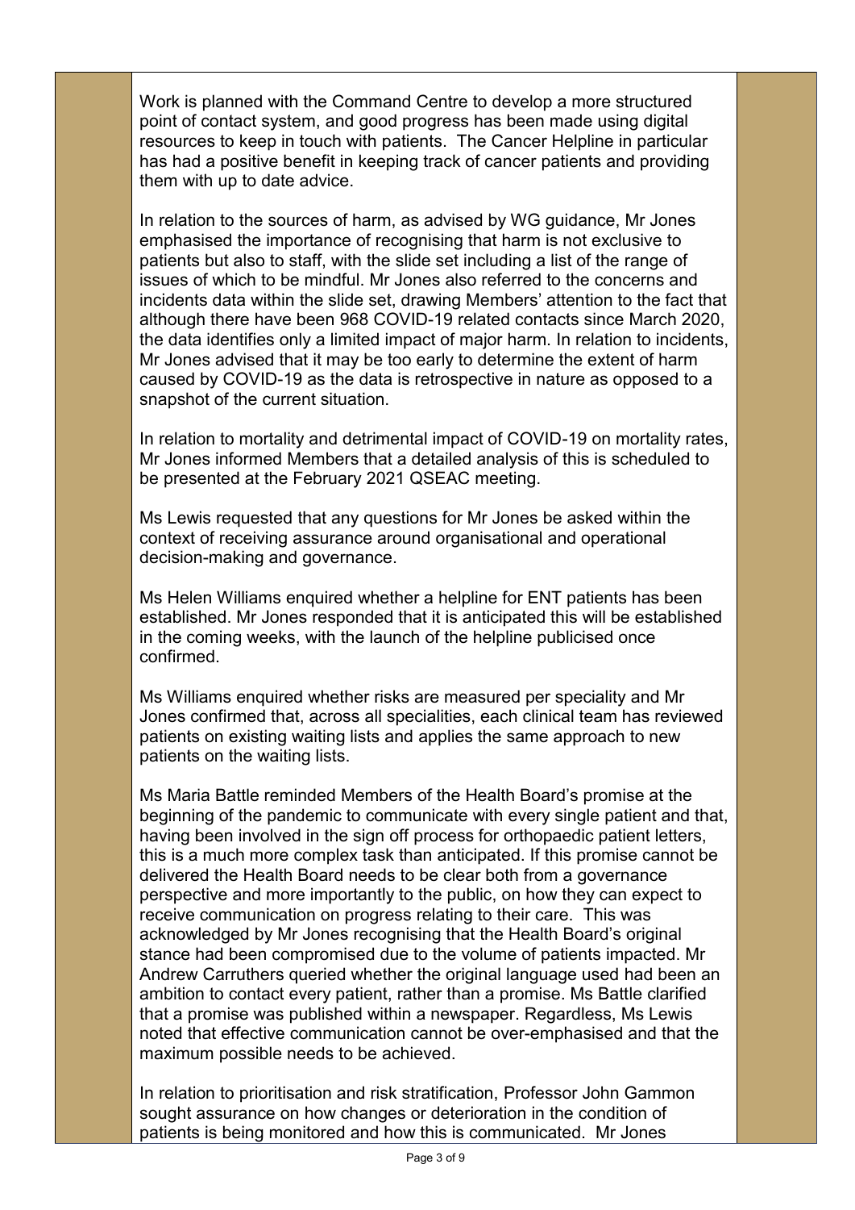Work is planned with the Command Centre to develop a more structured point of contact system, and good progress has been made using digital resources to keep in touch with patients. The Cancer Helpline in particular has had a positive benefit in keeping track of cancer patients and providing them with up to date advice.

In relation to the sources of harm, as advised by WG guidance, Mr Jones emphasised the importance of recognising that harm is not exclusive to patients but also to staff, with the slide set including a list of the range of issues of which to be mindful. Mr Jones also referred to the concerns and incidents data within the slide set, drawing Members' attention to the fact that although there have been 968 COVID-19 related contacts since March 2020, the data identifies only a limited impact of major harm. In relation to incidents, Mr Jones advised that it may be too early to determine the extent of harm caused by COVID-19 as the data is retrospective in nature as opposed to a snapshot of the current situation.

In relation to mortality and detrimental impact of COVID-19 on mortality rates, Mr Jones informed Members that a detailed analysis of this is scheduled to be presented at the February 2021 QSEAC meeting.

Ms Lewis requested that any questions for Mr Jones be asked within the context of receiving assurance around organisational and operational decision-making and governance.

Ms Helen Williams enquired whether a helpline for ENT patients has been established. Mr Jones responded that it is anticipated this will be established in the coming weeks, with the launch of the helpline publicised once confirmed.

Ms Williams enquired whether risks are measured per speciality and Mr Jones confirmed that, across all specialities, each clinical team has reviewed patients on existing waiting lists and applies the same approach to new patients on the waiting lists.

Ms Maria Battle reminded Members of the Health Board's promise at the beginning of the pandemic to communicate with every single patient and that, having been involved in the sign off process for orthopaedic patient letters, this is a much more complex task than anticipated. If this promise cannot be delivered the Health Board needs to be clear both from a governance perspective and more importantly to the public, on how they can expect to receive communication on progress relating to their care. This was acknowledged by Mr Jones recognising that the Health Board's original stance had been compromised due to the volume of patients impacted. Mr Andrew Carruthers queried whether the original language used had been an ambition to contact every patient, rather than a promise. Ms Battle clarified that a promise was published within a newspaper. Regardless, Ms Lewis noted that effective communication cannot be over-emphasised and that the maximum possible needs to be achieved.

In relation to prioritisation and risk stratification, Professor John Gammon sought assurance on how changes or deterioration in the condition of patients is being monitored and how this is communicated. Mr Jones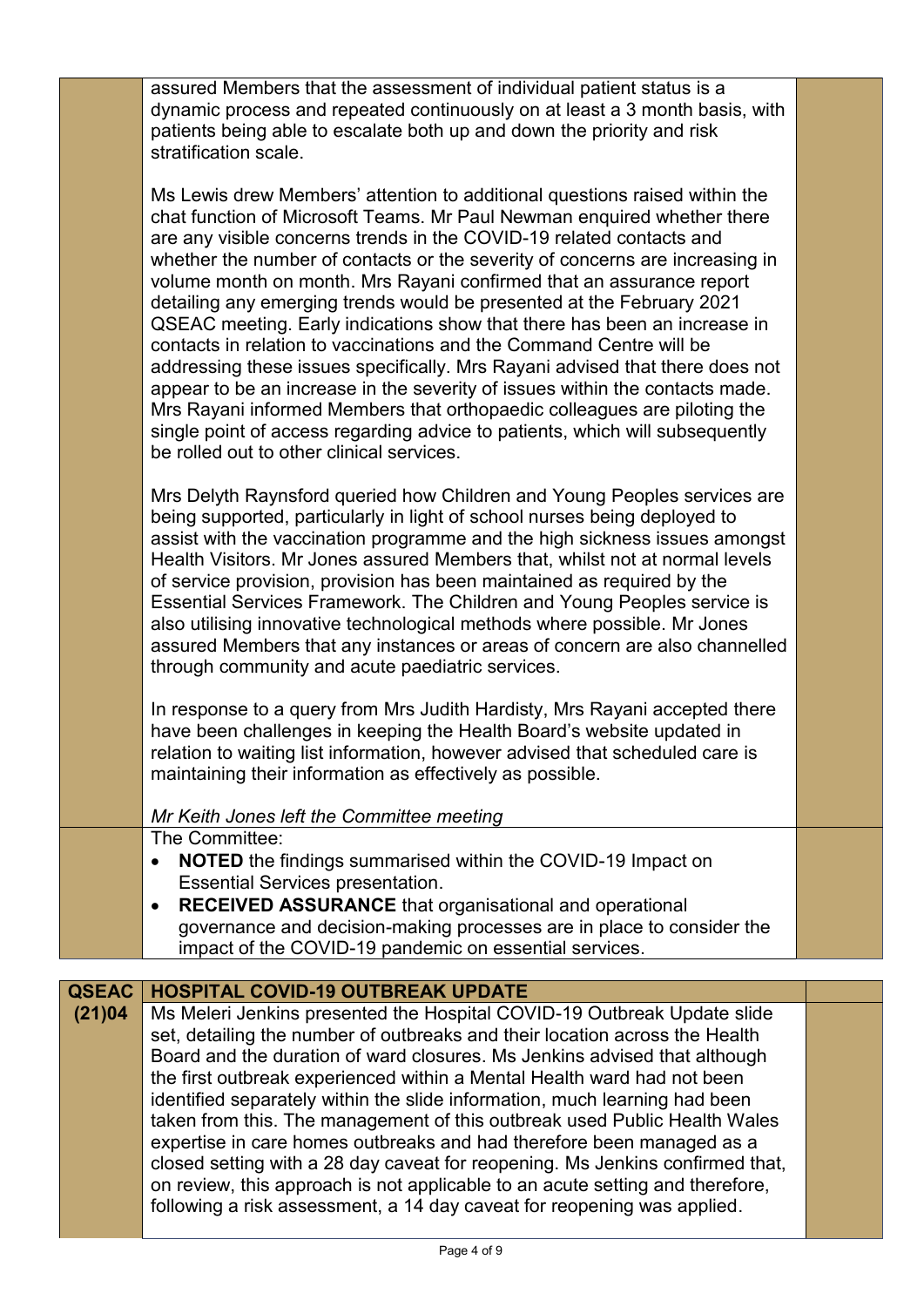assured Members that the assessment of individual patient status is a dynamic process and repeated continuously on at least a 3 month basis, with patients being able to escalate both up and down the priority and risk stratification scale.

Ms Lewis drew Members' attention to additional questions raised within the chat function of Microsoft Teams. Mr Paul Newman enquired whether there are any visible concerns trends in the COVID-19 related contacts and whether the number of contacts or the severity of concerns are increasing in volume month on month. Mrs Rayani confirmed that an assurance report detailing any emerging trends would be presented at the February 2021 QSEAC meeting. Early indications show that there has been an increase in contacts in relation to vaccinations and the Command Centre will be addressing these issues specifically. Mrs Rayani advised that there does not appear to be an increase in the severity of issues within the contacts made. Mrs Rayani informed Members that orthopaedic colleagues are piloting the single point of access regarding advice to patients, which will subsequently be rolled out to other clinical services.

Mrs Delyth Raynsford queried how Children and Young Peoples services are being supported, particularly in light of school nurses being deployed to assist with the vaccination programme and the high sickness issues amongst Health Visitors. Mr Jones assured Members that, whilst not at normal levels of service provision, provision has been maintained as required by the Essential Services Framework. The Children and Young Peoples service is also utilising innovative technological methods where possible. Mr Jones assured Members that any instances or areas of concern are also channelled through community and acute paediatric services.

In response to a query from Mrs Judith Hardisty, Mrs Rayani accepted there have been challenges in keeping the Health Board's website updated in relation to waiting list information, however advised that scheduled care is maintaining their information as effectively as possible.

*Mr Keith Jones left the Committee meeting*

The Committee:

- **NOTED** the findings summarised within the COVID-19 Impact on Essential Services presentation.
- **RECEIVED ASSURANCE** that organisational and operational governance and decision-making processes are in place to consider the impact of the COVID-19 pandemic on essential services.

## QSEAC (21)04 HOSPITAL COVID-19 OUTBREAK UPDATE

Ms Meleri Jenkins presented the Hospital COVID-19 Outbreak Update slide set, detailing the number of outbreaks and their location across the Health Board and the duration of ward closures. Ms Jenkins advised that although the first outbreak experienced within a Mental Health ward had not been identified separately within the slide information, much learning had been taken from this. The management of this outbreak used Public Health Wales expertise in care homes outbreaks and had therefore been managed as a closed setting with a 28 day caveat for reopening. Ms Jenkins confirmed that, on review, this approach is not applicable to an acute setting and therefore, following a risk assessment, a 14 day caveat for reopening was applied.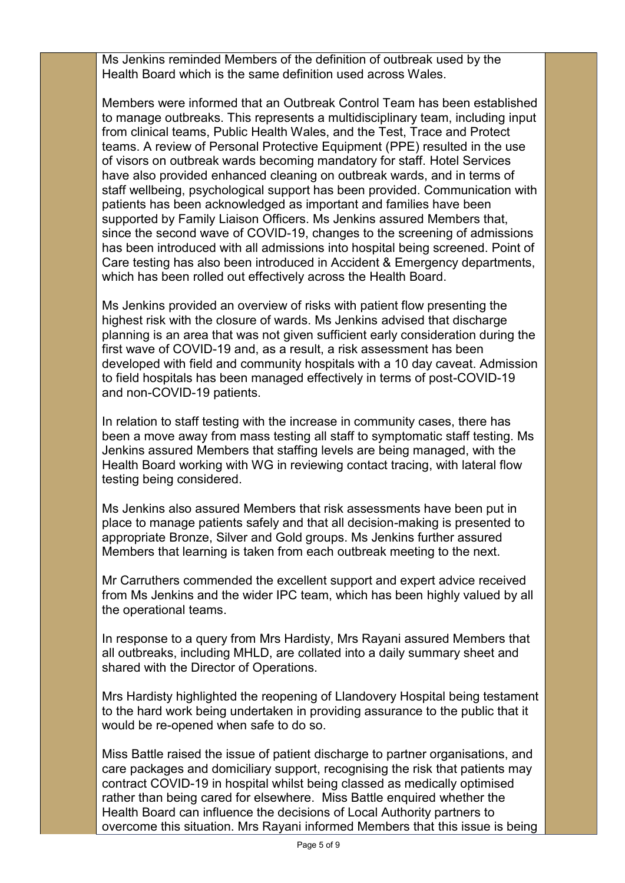Ms Jenkins reminded Members of the definition of outbreak used by the Health Board which is the same definition used across Wales.

Members were informed that an Outbreak Control Team has been established to manage outbreaks. This represents a multidisciplinary team, including input from clinical teams, Public Health Wales, and the Test, Trace and Protect teams. A review of Personal Protective Equipment (PPE) resulted in the use of visors on outbreak wards becoming mandatory for staff. Hotel Services have also provided enhanced cleaning on outbreak wards, and in terms of staff wellbeing, psychological support has been provided. Communication with patients has been acknowledged as important and families have been supported by Family Liaison Officers. Ms Jenkins assured Members that, since the second wave of COVID-19, changes to the screening of admissions has been introduced with all admissions into hospital being screened. Point of Care testing has also been introduced in Accident & Emergency departments, which has been rolled out effectively across the Health Board.

Ms Jenkins provided an overview of risks with patient flow presenting the highest risk with the closure of wards. Ms Jenkins advised that discharge planning is an area that was not given sufficient early consideration during the first wave of COVID-19 and, as a result, a risk assessment has been developed with field and community hospitals with a 10 day caveat. Admission to field hospitals has been managed effectively in terms of post-COVID-19 and non-COVID-19 patients.

In relation to staff testing with the increase in community cases, there has been a move away from mass testing all staff to symptomatic staff testing. Ms Jenkins assured Members that staffing levels are being managed, with the Health Board working with WG in reviewing contact tracing, with lateral flow testing being considered.

Ms Jenkins also assured Members that risk assessments have been put in place to manage patients safely and that all decision-making is presented to appropriate Bronze, Silver and Gold groups. Ms Jenkins further assured Members that learning is taken from each outbreak meeting to the next.

Mr Carruthers commended the excellent support and expert advice received from Ms Jenkins and the wider IPC team, which has been highly valued by all the operational teams.

In response to a query from Mrs Hardisty, Mrs Rayani assured Members that all outbreaks, including MHLD, are collated into a daily summary sheet and shared with the Director of Operations.

Mrs Hardisty highlighted the reopening of Llandovery Hospital being testament to the hard work being undertaken in providing assurance to the public that it would be re-opened when safe to do so.

Miss Battle raised the issue of patient discharge to partner organisations, and care packages and domiciliary support, recognising the risk that patients may contract COVID-19 in hospital whilst being classed as medically optimised rather than being cared for elsewhere. Miss Battle enquired whether the Health Board can influence the decisions of Local Authority partners to overcome this situation. Mrs Rayani informed Members that this issue is being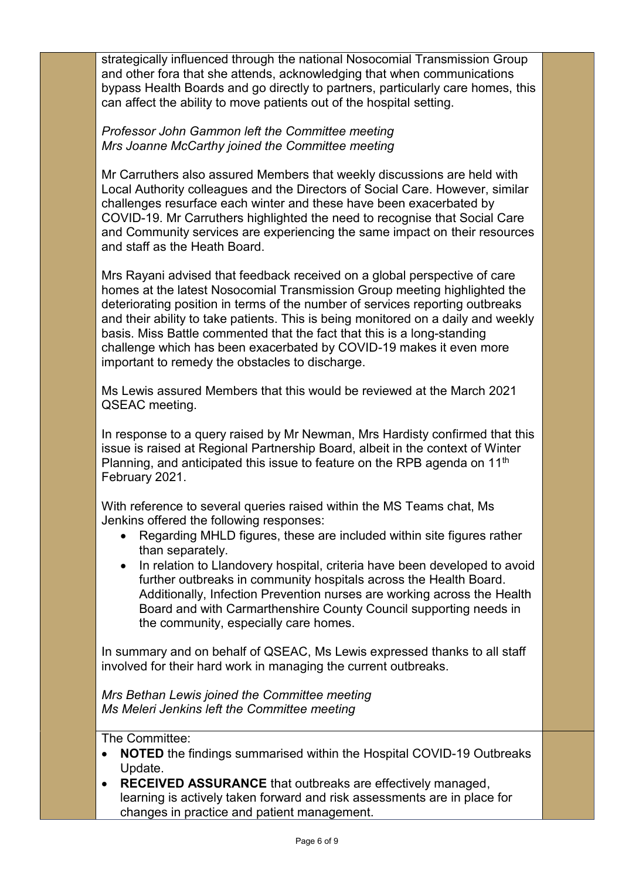strategically influenced through the national Nosocomial Transmission Group and other fora that she attends, acknowledging that when communications bypass Health Boards and go directly to partners, particularly care homes, this can affect the ability to move patients out of the hospital setting.

*Professor John Gammon left the Committee meeting*
*Mrs Joanne McCarthy joined the Committee meeting*

Mr Carruthers also assured Members that weekly discussions are held with Local Authority colleagues and the Directors of Social Care. However, similar challenges resurface each winter and these have been exacerbated by COVID-19. Mr Carruthers highlighted the need to recognise that Social Care and Community services are experiencing the same impact on their resources and staff as the Heath Board.

Mrs Rayani advised that feedback received on a global perspective of care homes at the latest Nosocomial Transmission Group meeting highlighted the deteriorating position in terms of the number of services reporting outbreaks and their ability to take patients. This is being monitored on a daily and weekly basis. Miss Battle commented that the fact that this is a long-standing challenge which has been exacerbated by COVID-19 makes it even more important to remedy the obstacles to discharge.

Ms Lewis assured Members that this would be reviewed at the March 2021 QSEAC meeting.

In response to a query raised by Mr Newman, Mrs Hardisty confirmed that this issue is raised at Regional Partnership Board, albeit in the context of Winter Planning, and anticipated this issue to feature on the RPB agenda on 11th February 2021.

With reference to several queries raised within the MS Teams chat, Ms Jenkins offered the following responses:

- Regarding MHLD figures, these are included within site figures rather than separately.
- In relation to Llandovery hospital, criteria have been developed to avoid further outbreaks in community hospitals across the Health Board. Additionally, Infection Prevention nurses are working across the Health Board and with Carmarthenshire County Council supporting needs in the community, especially care homes.

In summary and on behalf of QSEAC, Ms Lewis expressed thanks to all staff involved for their hard work in managing the current outbreaks.

*Mrs Bethan Lewis joined the Committee meeting*
*Ms Meleri Jenkins left the Committee meeting*

The Committee:

- **NOTED** the findings summarised within the Hospital COVID-19 Outbreaks Update.
- **RECEIVED ASSURANCE** that outbreaks are effectively managed, learning is actively taken forward and risk assessments are in place for changes in practice and patient management.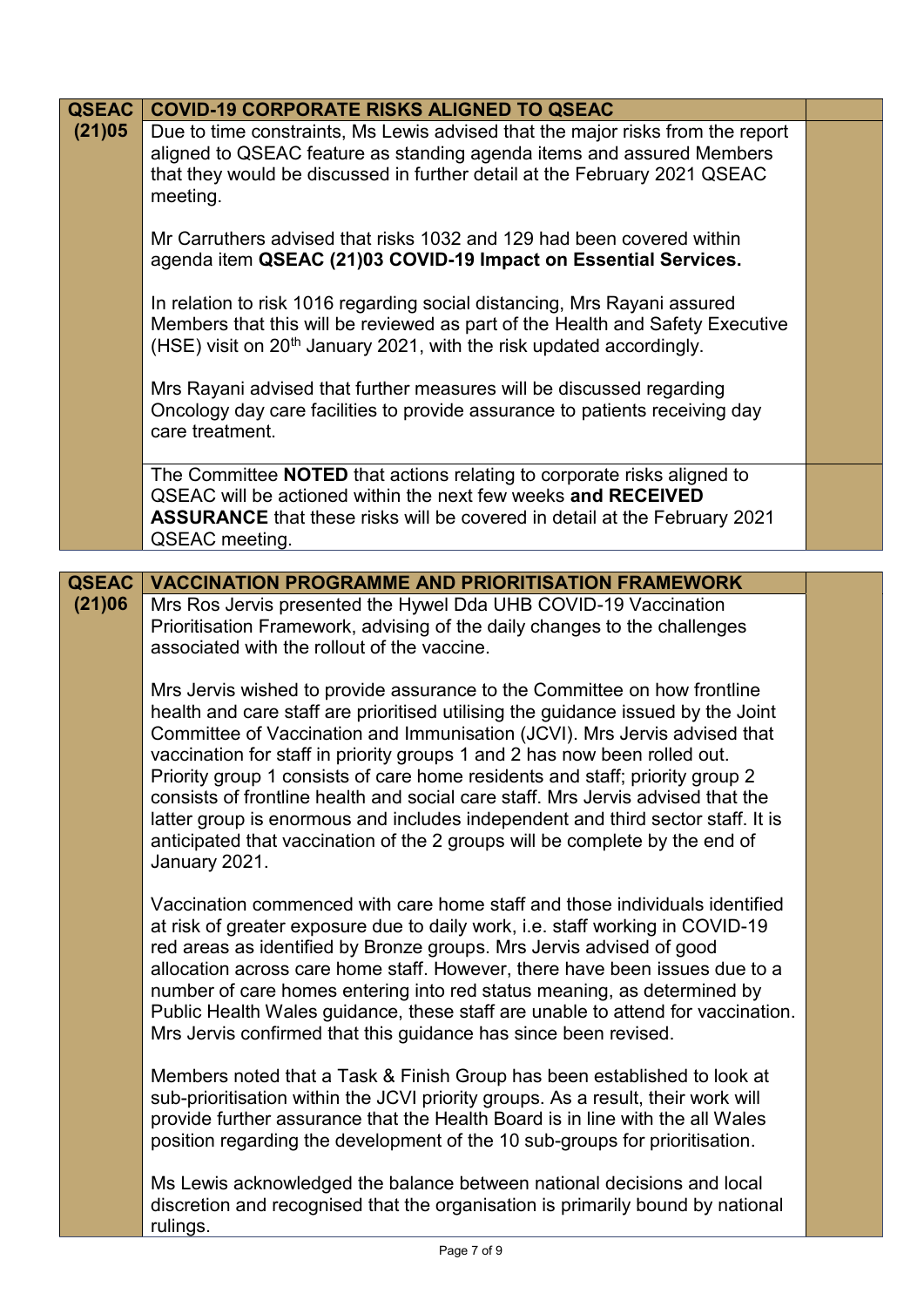| | | |
|---|---|---|
| **QSEAC (21)05** | **COVID-19 CORPORATE RISKS ALIGNED TO QSEAC** | |
| | Due to time constraints, Ms Lewis advised that the major risks from the report aligned to QSEAC feature as standing agenda items and assured Members that they would be discussed in further detail at the February 2021 QSEAC meeting.<br><br>Mr Carruthers advised that risks 1032 and 129 had been covered within agenda item **QSEAC (21)03 COVID-19 Impact on Essential Services.**<br><br>In relation to risk 1016 regarding social distancing, Mrs Rayani assured Members that this will be reviewed as part of the Health and Safety Executive (HSE) visit on 20th January 2021, with the risk updated accordingly.<br><br>Mrs Rayani advised that further measures will be discussed regarding Oncology day care facilities to provide assurance to patients receiving day care treatment. | |
| | The Committee **NOTED** that actions relating to corporate risks aligned to QSEAC will be actioned within the next few weeks **and RECEIVED ASSURANCE** that these risks will be covered in detail at the February 2021 QSEAC meeting. | |

| | | |
|---|---|---|
| **QSEAC (21)06** | **VACCINATION PROGRAMME AND PRIORITISATION FRAMEWORK** | |
| | Mrs Ros Jervis presented the Hywel Dda UHB COVID-19 Vaccination Prioritisation Framework, advising of the daily changes to the challenges associated with the rollout of the vaccine.<br><br>Mrs Jervis wished to provide assurance to the Committee on how frontline health and care staff are prioritised utilising the guidance issued by the Joint Committee of Vaccination and Immunisation (JCVI). Mrs Jervis advised that vaccination for staff in priority groups 1 and 2 has now been rolled out. Priority group 1 consists of care home residents and staff; priority group 2 consists of frontline health and social care staff. Mrs Jervis advised that the latter group is enormous and includes independent and third sector staff. It is anticipated that vaccination of the 2 groups will be complete by the end of January 2021.<br><br>Vaccination commenced with care home staff and those individuals identified at risk of greater exposure due to daily work, i.e. staff working in COVID-19 red areas as identified by Bronze groups. Mrs Jervis advised of good allocation across care home staff. However, there have been issues due to a number of care homes entering into red status meaning, as determined by Public Health Wales guidance, these staff are unable to attend for vaccination. Mrs Jervis confirmed that this guidance has since been revised.<br><br>Members noted that a Task & Finish Group has been established to look at sub-prioritisation within the JCVI priority groups. As a result, their work will provide further assurance that the Health Board is in line with the all Wales position regarding the development of the 10 sub-groups for prioritisation.<br><br>Ms Lewis acknowledged the balance between national decisions and local discretion and recognised that the organisation is primarily bound by national rulings. | |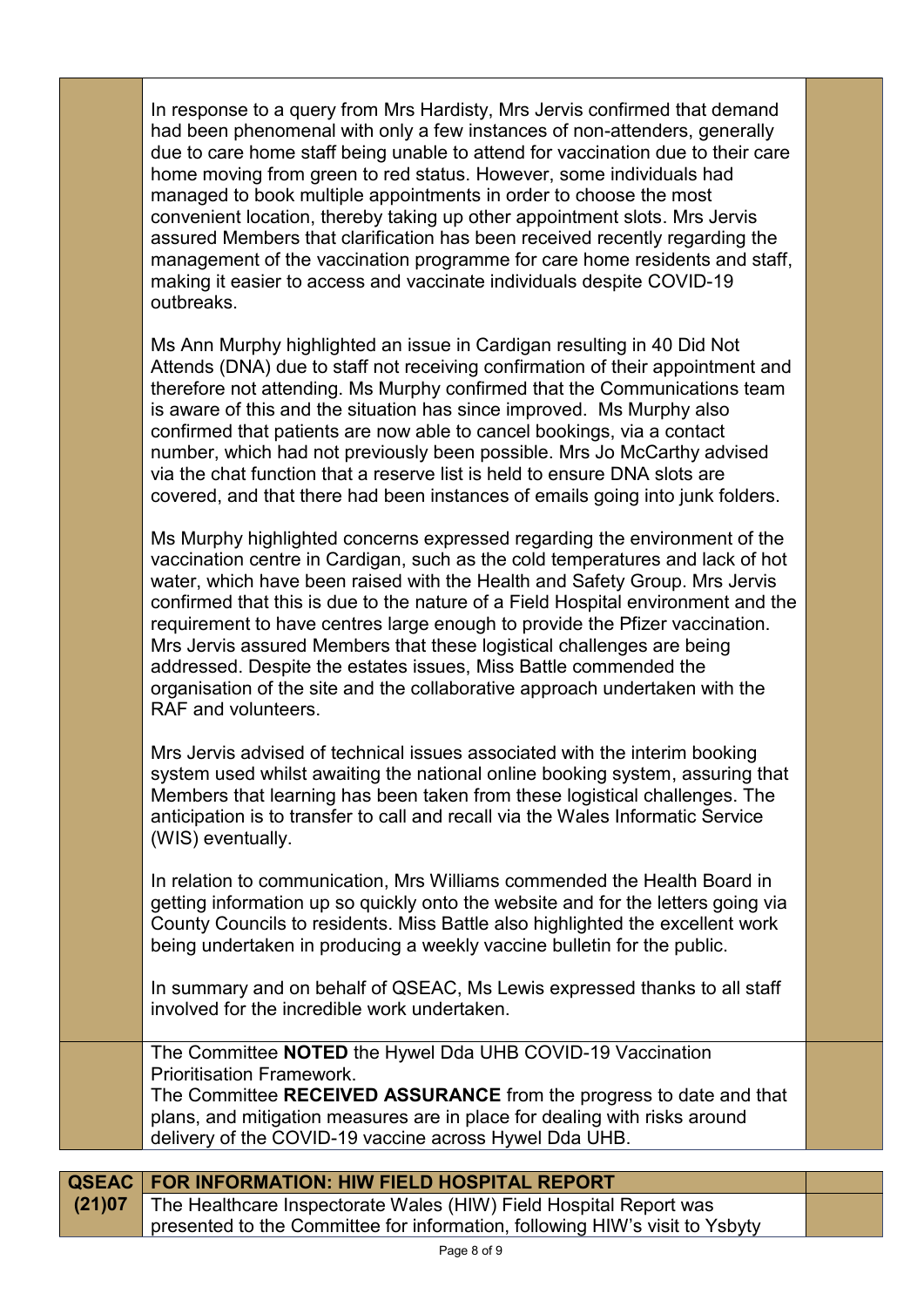| | | |
|---|---|---|
| | In response to a query from Mrs Hardisty, Mrs Jervis confirmed that demand had been phenomenal with only a few instances of non-attenders, generally due to care home staff being unable to attend for vaccination due to their care home moving from green to red status. However, some individuals had managed to book multiple appointments in order to choose the most convenient location, thereby taking up other appointment slots. Mrs Jervis assured Members that clarification has been received recently regarding the management of the vaccination programme for care home residents and staff, making it easier to access and vaccinate individuals despite COVID-19 outbreaks.<br><br>Ms Ann Murphy highlighted an issue in Cardigan resulting in 40 Did Not Attends (DNA) due to staff not receiving confirmation of their appointment and therefore not attending. Ms Murphy confirmed that the Communications team is aware of this and the situation has since improved. Ms Murphy also confirmed that patients are now able to cancel bookings, via a contact number, which had not previously been possible. Mrs Jo McCarthy advised via the chat function that a reserve list is held to ensure DNA slots are covered, and that there had been instances of emails going into junk folders.<br><br>Ms Murphy highlighted concerns expressed regarding the environment of the vaccination centre in Cardigan, such as the cold temperatures and lack of hot water, which have been raised with the Health and Safety Group. Mrs Jervis confirmed that this is due to the nature of a Field Hospital environment and the requirement to have centres large enough to provide the Pfizer vaccination. Mrs Jervis assured Members that these logistical challenges are being addressed. Despite the estates issues, Miss Battle commended the organisation of the site and the collaborative approach undertaken with the RAF and volunteers.<br><br>Mrs Jervis advised of technical issues associated with the interim booking system used whilst awaiting the national online booking system, assuring that Members that learning has been taken from these logistical challenges. The anticipation is to transfer to call and recall via the Wales Informatic Service (WIS) eventually.<br><br>In relation to communication, Mrs Williams commended the Health Board in getting information up so quickly onto the website and for the letters going via County Councils to residents. Miss Battle also highlighted the excellent work being undertaken in producing a weekly vaccine bulletin for the public.<br><br>In summary and on behalf of QSEAC, Ms Lewis expressed thanks to all staff involved for the incredible work undertaken. | |
| | The Committee **NOTED** the Hywel Dda UHB COVID-19 Vaccination Prioritisation Framework.<br>The Committee **RECEIVED ASSURANCE** from the progress to date and that plans, and mitigation measures are in place for dealing with risks around delivery of the COVID-19 vaccine across Hywel Dda UHB. | |

| | | |
|---|---|---|
| **QSEAC (21)07** | **FOR INFORMATION: HIW FIELD HOSPITAL REPORT** | |
| | The Healthcare Inspectorate Wales (HIW) Field Hospital Report was presented to the Committee for information, following HIW's visit to Ysbyty | |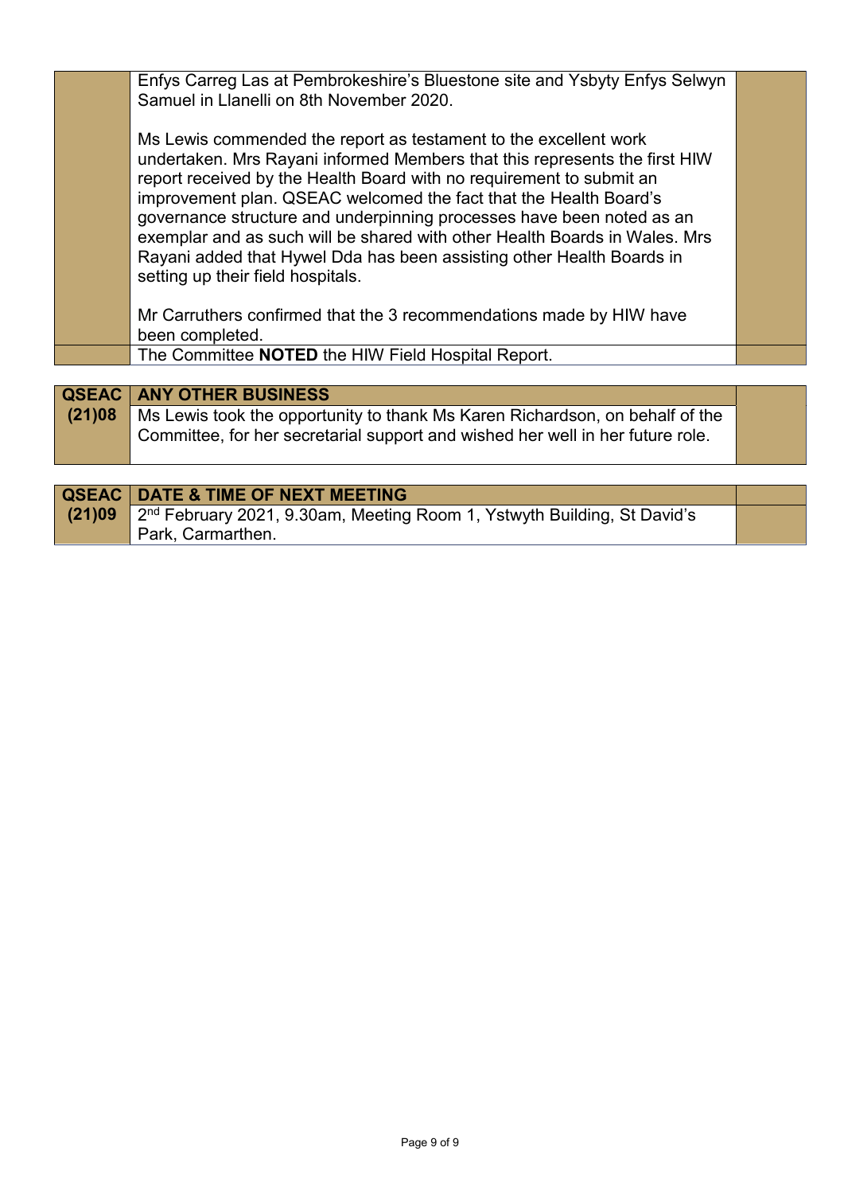| | | |
|---|---|---|
| | Enfys Carreg Las at Pembrokeshire's Bluestone site and Ysbyty Enfys Selwyn Samuel in Llanelli on 8th November 2020.<br><br>Ms Lewis commended the report as testament to the excellent work undertaken. Mrs Rayani informed Members that this represents the first HIW report received by the Health Board with no requirement to submit an improvement plan. QSEAC welcomed the fact that the Health Board's governance structure and underpinning processes have been noted as an exemplar and as such will be shared with other Health Boards in Wales. Mrs Rayani added that Hywel Dda has been assisting other Health Boards in setting up their field hospitals.<br><br>Mr Carruthers confirmed that the 3 recommendations made by HIW have been completed. | |
| | The Committee **NOTED** the HIW Field Hospital Report. | |

| **QSEAC (21)08** | **ANY OTHER BUSINESS** | |
|---|---|---|
| | Ms Lewis took the opportunity to thank Ms Karen Richardson, on behalf of the Committee, for her secretarial support and wished her well in her future role. | |

| **QSEAC (21)09** | **DATE & TIME OF NEXT MEETING** | |
|---|---|---|
| | 2nd February 2021, 9.30am, Meeting Room 1, Ystwyth Building, St David's Park, Carmarthen. | |